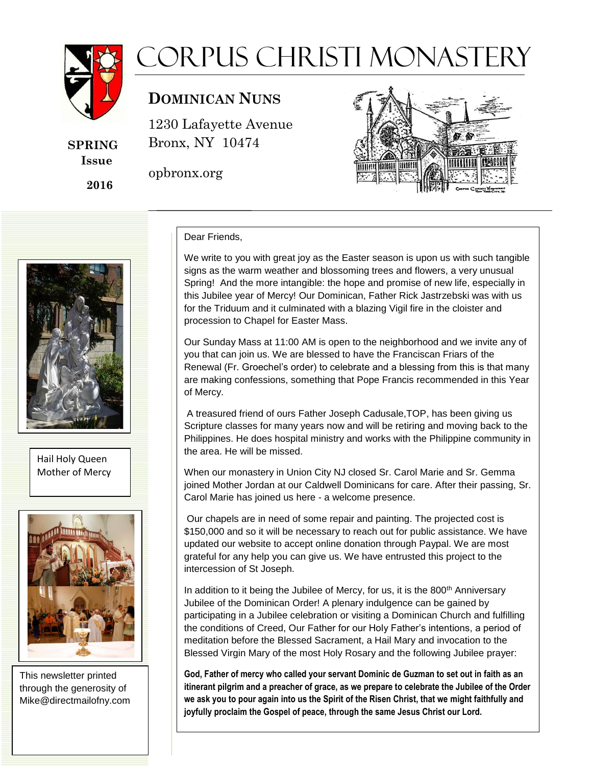# Corpus Christi Monastery

## Dominican Nuns

1230 Lafayette Avenue
Bronx, NY 10474

opbronx.org

**SPRING Issue 2016**

Hail Holy Queen
Mother of Mercy

This newsletter printed through the generosity of Mike@directmailofny.com

Dear Friends,

We write to you with great joy as the Easter season is upon us with such tangible signs as the warm weather and blossoming trees and flowers, a very unusual Spring! And the more intangible: the hope and promise of new life, especially in this Jubilee year of Mercy! Our Dominican, Father Rick Jastrzebski was with us for the Triduum and it culminated with a blazing Vigil fire in the cloister and procession to Chapel for Easter Mass.

Our Sunday Mass at 11:00 AM is open to the neighborhood and we invite any of you that can join us. We are blessed to have the Franciscan Friars of the Renewal (Fr. Groechel's order) to celebrate and a blessing from this is that many are making confessions, something that Pope Francis recommended in this Year of Mercy.

A treasured friend of ours Father Joseph Cadusale,TOP, has been giving us Scripture classes for many years now and will be retiring and moving back to the Philippines. He does hospital ministry and works with the Philippine community in the area. He will be missed.

When our monastery in Union City NJ closed Sr. Carol Marie and Sr. Gemma joined Mother Jordan at our Caldwell Dominicans for care. After their passing, Sr. Carol Marie has joined us here - a welcome presence.

Our chapels are in need of some repair and painting. The projected cost is $150,000 and so it will be necessary to reach out for public assistance. We have updated our website to accept online donation through Paypal. We are most grateful for any help you can give us. We have entrusted this project to the intercession of St Joseph.

In addition to it being the Jubilee of Mercy, for us, it is the 800th Anniversary Jubilee of the Dominican Order! A plenary indulgence can be gained by participating in a Jubilee celebration or visiting a Dominican Church and fulfilling the conditions of Creed, Our Father for our Holy Father's intentions, a period of meditation before the Blessed Sacrament, a Hail Mary and invocation to the Blessed Virgin Mary of the most Holy Rosary and the following Jubilee prayer:

**God, Father of mercy who called your servant Dominic de Guzman to set out in faith as an itinerant pilgrim and a preacher of grace, as we prepare to celebrate the Jubilee of the Order we ask you to pour again into us the Spirit of the Risen Christ, that we might faithfully and joyfully proclaim the Gospel of peace, through the same Jesus Christ our Lord.**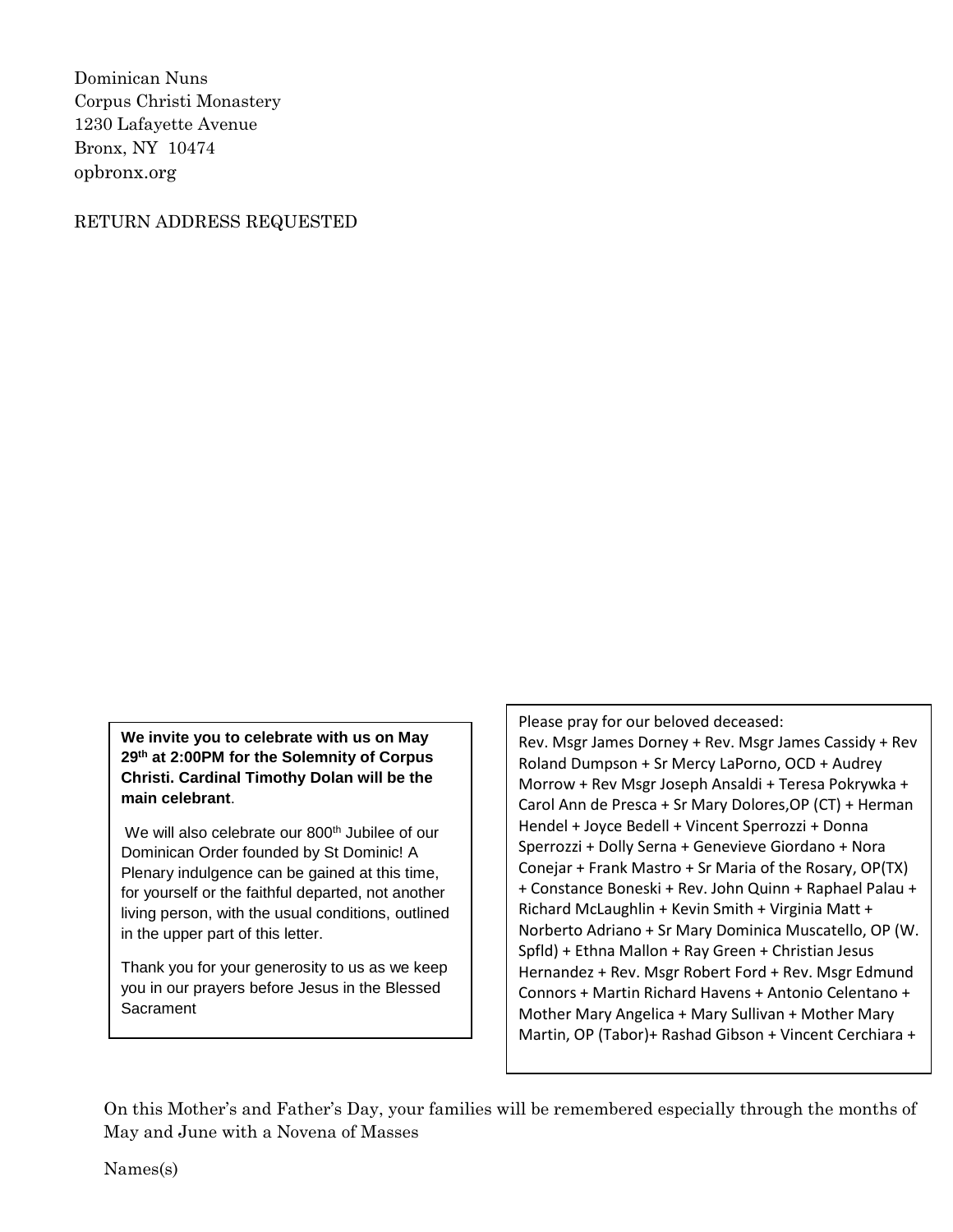Dominican Nuns
Corpus Christi Monastery
1230 Lafayette Avenue
Bronx, NY 10474
opbronx.org

RETURN ADDRESS REQUESTED

**We invite you to celebrate with us on May 29th at 2:00PM for the Solemnity of Corpus Christi. Cardinal Timothy Dolan will be the main celebrant**.

We will also celebrate our 800th Jubilee of our Dominican Order founded by St Dominic! A Plenary indulgence can be gained at this time, for yourself or the faithful departed, not another living person, with the usual conditions, outlined in the upper part of this letter.

Thank you for your generosity to us as we keep you in our prayers before Jesus in the Blessed Sacrament

Please pray for our beloved deceased:
Rev. Msgr James Dorney + Rev. Msgr James Cassidy + Rev Roland Dumpson + Sr Mercy LaPorno, OCD + Audrey Morrow + Rev Msgr Joseph Ansaldi + Teresa Pokrywka + Carol Ann de Presca + Sr Mary Dolores,OP (CT) + Herman Hendel + Joyce Bedell + Vincent Sperrozzi + Donna Sperrozzi + Dolly Serna + Genevieve Giordano + Nora Conejar + Frank Mastro + Sr Maria of the Rosary, OP(TX) + Constance Boneski + Rev. John Quinn + Raphael Palau + Richard McLaughlin + Kevin Smith + Virginia Matt + Norberto Adriano + Sr Mary Dominica Muscatello, OP (W. Spfld) + Ethna Mallon + Ray Green + Christian Jesus Hernandez + Rev. Msgr Robert Ford + Rev. Msgr Edmund Connors + Martin Richard Havens + Antonio Celentano + Mother Mary Angelica + Mary Sullivan + Mother Mary Martin, OP (Tabor)+ Rashad Gibson + Vincent Cerchiara +

On this Mother's and Father's Day, your families will be remembered especially through the months of May and June with a Novena of Masses

Names(s)